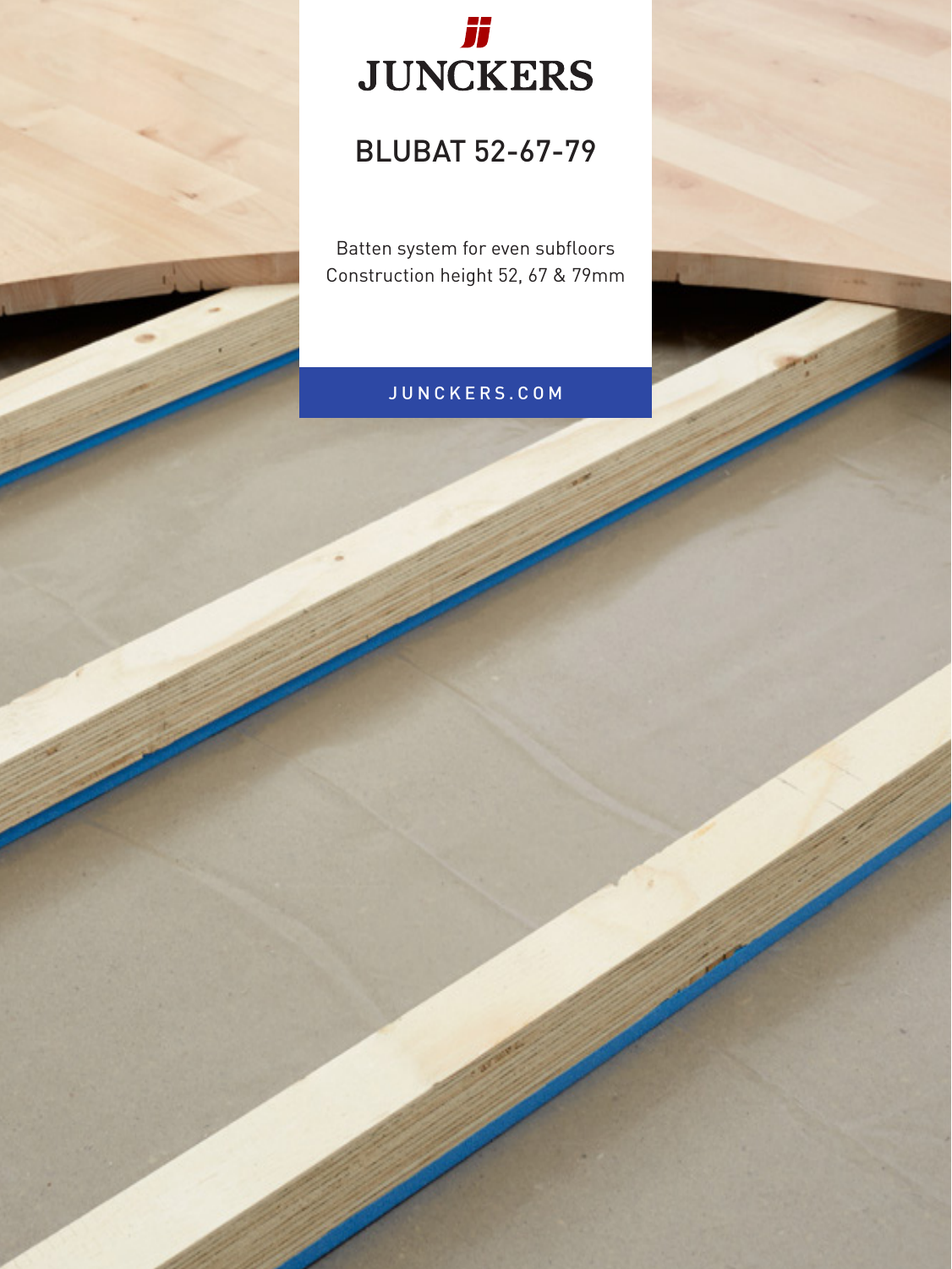JUNCKERS

# BLUBAT 52-67-79

Batten system for even subfloors
Construction height 52, 67 & 79mm

JUNCKERS.COM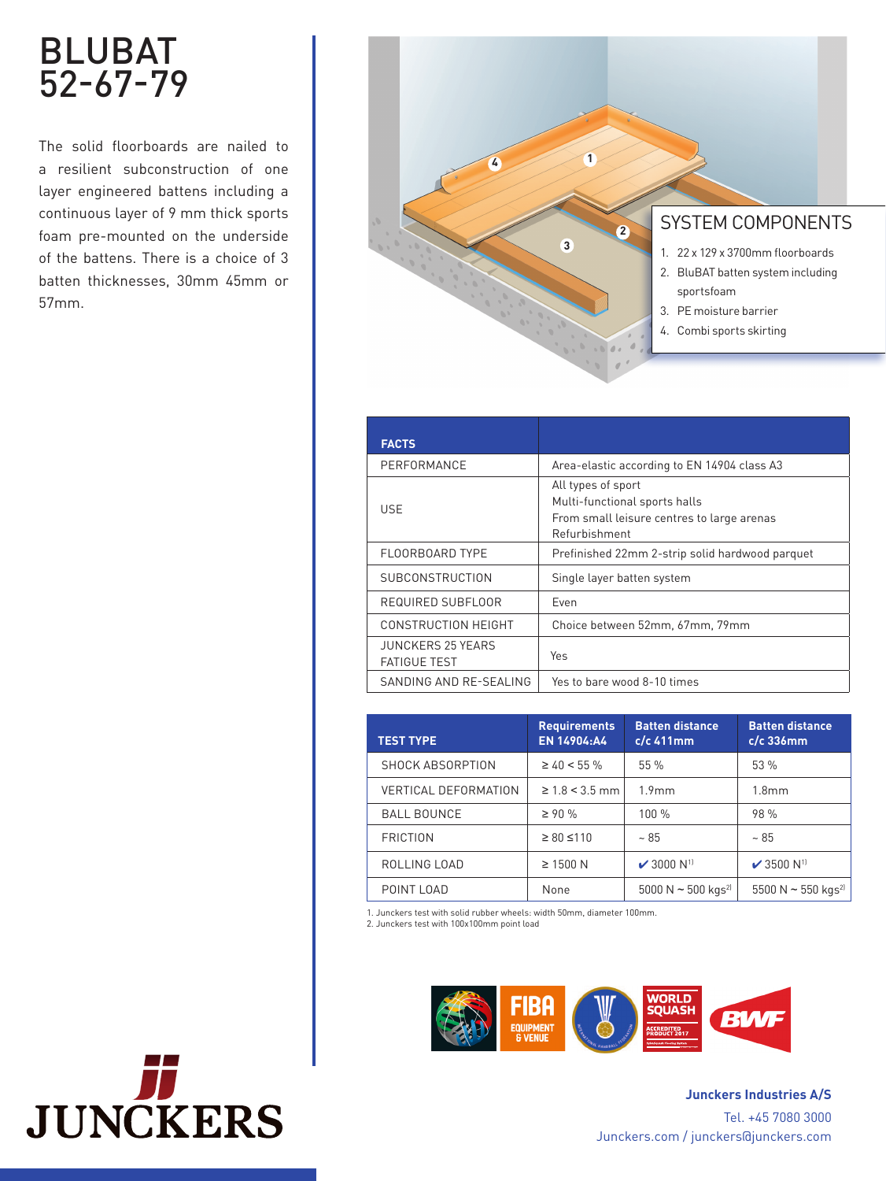# BLUBAT 52-67-79

The solid floorboards are nailed to a resilient subconstruction of one layer engineered battens including a continuous layer of 9 mm thick sports foam pre-mounted on the underside of the battens. There is a choice of 3 batten thicknesses, 30mm 45mm or 57mm.

## SYSTEM COMPONENTS

1. 22 x 129 x 3700mm floorboards
2. BluBAT batten system including sportsfoam
3. PE moisture barrier
4. Combi sports skirting

| FACTS | |
|---|---|
| PERFORMANCE | Area-elastic according to EN 14904 class A3 |
| USE | All types of sport<br>Multi-functional sports halls<br>From small leisure centres to large arenas<br>Refurbishment |
| FLOORBOARD TYPE | Prefinished 22mm 2-strip solid hardwood parquet |
| SUBCONSTRUCTION | Single layer batten system |
| REQUIRED SUBFLOOR | Even |
| CONSTRUCTION HEIGHT | Choice between 52mm, 67mm, 79mm |
| JUNCKERS 25 YEARS FATIGUE TEST | Yes |
| SANDING AND RE-SEALING | Yes to bare wood 8-10 times |

| TEST TYPE | Requirements EN 14904:A4 | Batten distance c/c 411mm | Batten distance c/c 336mm |
|---|---|---|---|
| SHOCK ABSORPTION | ≥ 40 < 55 % | 55 % | 53 % |
| VERTICAL DEFORMATION | ≥ 1.8 < 3.5 mm | 1.9mm | 1.8mm |
| BALL BOUNCE | ≥ 90 % | 100 % | 98 % |
| FRICTION | ≥ 80 ≤110 | ~ 85 | ~ 85 |
| ROLLING LOAD | ≥ 1500 N | ✔ 3000 N[1] | ✔ 3500 N[1] |
| POINT LOAD | None | 5000 N ~ 500 kgs[2] | 5500 N ~ 550 kgs[2] |

1. Junckers test with solid rubber wheels: width 50mm, diameter 100mm.
2. Junckers test with 100x100mm point load

**Junckers Industries A/S**
Tel. +45 7080 3000
Junckers.com / junckers@junckers.com